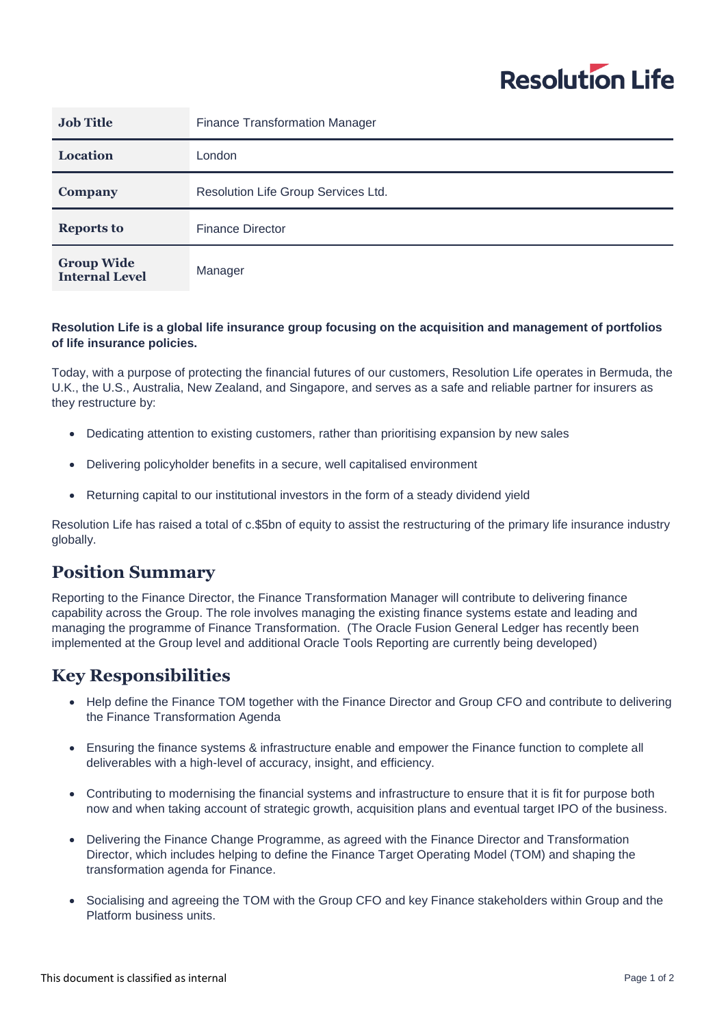Resolution Life

| Job Title | Finance Transformation Manager |
| --- | --- |
| Location | London |
| Company | Resolution Life Group Services Ltd. |
| Reports to | Finance Director |
| Group Wide Internal Level | Manager |

**Resolution Life is a global life insurance group focusing on the acquisition and management of portfolios of life insurance policies.**

Today, with a purpose of protecting the financial futures of our customers, Resolution Life operates in Bermuda, the U.K., the U.S., Australia, New Zealand, and Singapore, and serves as a safe and reliable partner for insurers as they restructure by:

- Dedicating attention to existing customers, rather than prioritising expansion by new sales
- Delivering policyholder benefits in a secure, well capitalised environment
- Returning capital to our institutional investors in the form of a steady dividend yield

Resolution Life has raised a total of c.$5bn of equity to assist the restructuring of the primary life insurance industry globally.

## Position Summary

Reporting to the Finance Director, the Finance Transformation Manager will contribute to delivering finance capability across the Group. The role involves managing the existing finance systems estate and leading and managing the programme of Finance Transformation. (The Oracle Fusion General Ledger has recently been implemented at the Group level and additional Oracle Tools Reporting are currently being developed)

## Key Responsibilities

- Help define the Finance TOM together with the Finance Director and Group CFO and contribute to delivering the Finance Transformation Agenda
- Ensuring the finance systems & infrastructure enable and empower the Finance function to complete all deliverables with a high-level of accuracy, insight, and efficiency.
- Contributing to modernising the financial systems and infrastructure to ensure that it is fit for purpose both now and when taking account of strategic growth, acquisition plans and eventual target IPO of the business.
- Delivering the Finance Change Programme, as agreed with the Finance Director and Transformation Director, which includes helping to define the Finance Target Operating Model (TOM) and shaping the transformation agenda for Finance.
- Socialising and agreeing the TOM with the Group CFO and key Finance stakeholders within Group and the Platform business units.

This document is classified as internal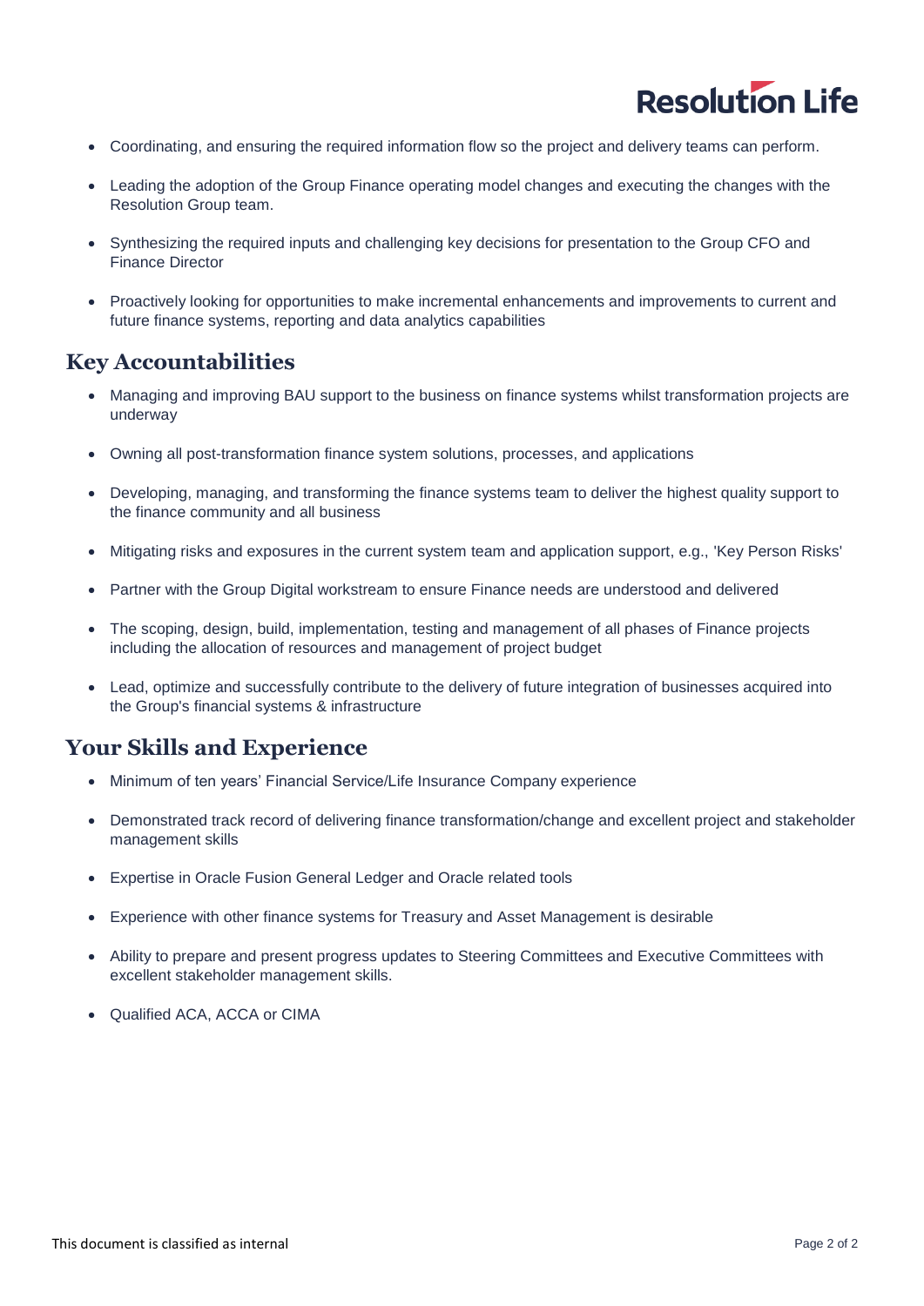- Coordinating, and ensuring the required information flow so the project and delivery teams can perform.
- Leading the adoption of the Group Finance operating model changes and executing the changes with the Resolution Group team.
- Synthesizing the required inputs and challenging key decisions for presentation to the Group CFO and Finance Director
- Proactively looking for opportunities to make incremental enhancements and improvements to current and future finance systems, reporting and data analytics capabilities

## Key Accountabilities

- Managing and improving BAU support to the business on finance systems whilst transformation projects are underway
- Owning all post-transformation finance system solutions, processes, and applications
- Developing, managing, and transforming the finance systems team to deliver the highest quality support to the finance community and all business
- Mitigating risks and exposures in the current system team and application support, e.g., 'Key Person Risks'
- Partner with the Group Digital workstream to ensure Finance needs are understood and delivered
- The scoping, design, build, implementation, testing and management of all phases of Finance projects including the allocation of resources and management of project budget
- Lead, optimize and successfully contribute to the delivery of future integration of businesses acquired into the Group's financial systems & infrastructure

## Your Skills and Experience

- Minimum of ten years' Financial Service/Life Insurance Company experience
- Demonstrated track record of delivering finance transformation/change and excellent project and stakeholder management skills
- Expertise in Oracle Fusion General Ledger and Oracle related tools
- Experience with other finance systems for Treasury and Asset Management is desirable
- Ability to prepare and present progress updates to Steering Committees and Executive Committees with excellent stakeholder management skills.
- Qualified ACA, ACCA or CIMA